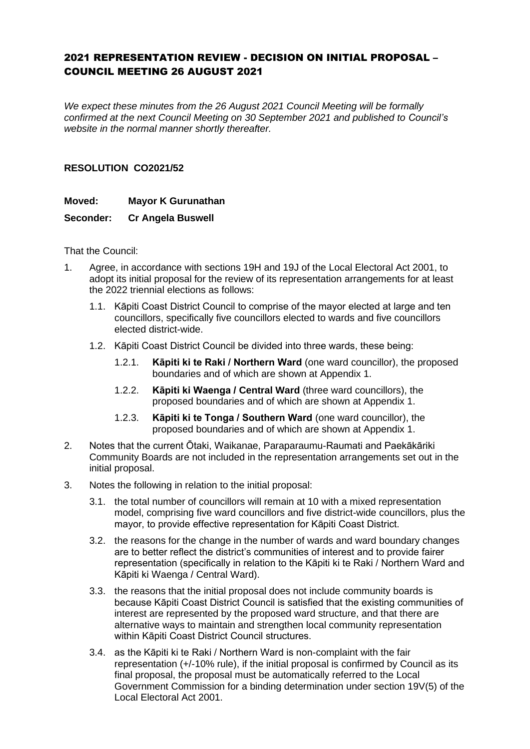# 2021 REPRESENTATION REVIEW - DECISION ON INITIAL PROPOSAL – COUNCIL MEETING 26 AUGUST 2021

*We expect these minutes from the 26 August 2021 Council Meeting will be formally confirmed at the next Council Meeting on 30 September 2021 and published to Council's website in the normal manner shortly thereafter.*

**RESOLUTION CO2021/52**

**Moved: Mayor K Gurunathan**

**Seconder: Cr Angela Buswell**

That the Council:

1. Agree, in accordance with sections 19H and 19J of the Local Electoral Act 2001, to adopt its initial proposal for the review of its representation arrangements for at least the 2022 triennial elections as follows:
   - 1.1. Kāpiti Coast District Council to comprise of the mayor elected at large and ten councillors, specifically five councillors elected to wards and five councillors elected district-wide.
   - 1.2. Kāpiti Coast District Council be divided into three wards, these being:
     - 1.2.1. **Kāpiti ki te Raki / Northern Ward** (one ward councillor), the proposed boundaries and of which are shown at Appendix 1.
     - 1.2.2. **Kāpiti ki Waenga / Central Ward** (three ward councillors), the proposed boundaries and of which are shown at Appendix 1.
     - 1.2.3. **Kāpiti ki te Tonga / Southern Ward** (one ward councillor), the proposed boundaries and of which are shown at Appendix 1.
2. Notes that the current Ōtaki, Waikanae, Paraparaumu-Raumati and Paekākāriki Community Boards are not included in the representation arrangements set out in the initial proposal.
3. Notes the following in relation to the initial proposal:
   - 3.1. the total number of councillors will remain at 10 with a mixed representation model, comprising five ward councillors and five district-wide councillors, plus the mayor, to provide effective representation for Kāpiti Coast District.
   - 3.2. the reasons for the change in the number of wards and ward boundary changes are to better reflect the district's communities of interest and to provide fairer representation (specifically in relation to the Kāpiti ki te Raki / Northern Ward and Kāpiti ki Waenga / Central Ward).
   - 3.3. the reasons that the initial proposal does not include community boards is because Kāpiti Coast District Council is satisfied that the existing communities of interest are represented by the proposed ward structure, and that there are alternative ways to maintain and strengthen local community representation within Kāpiti Coast District Council structures.
   - 3.4. as the Kāpiti ki te Raki / Northern Ward is non-complaint with the fair representation (+/-10% rule), if the initial proposal is confirmed by Council as its final proposal, the proposal must be automatically referred to the Local Government Commission for a binding determination under section 19V(5) of the Local Electoral Act 2001.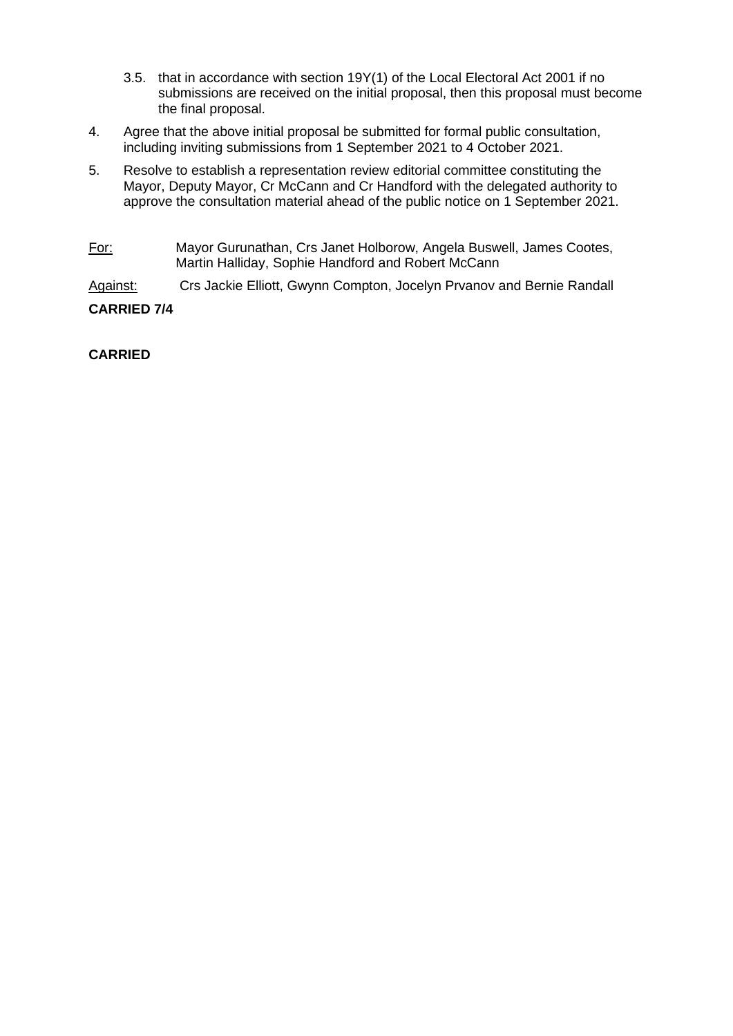3.5. that in accordance with section 19Y(1) of the Local Electoral Act 2001 if no submissions are received on the initial proposal, then this proposal must become the final proposal.

4. Agree that the above initial proposal be submitted for formal public consultation, including inviting submissions from 1 September 2021 to 4 October 2021.

5. Resolve to establish a representation review editorial committee constituting the Mayor, Deputy Mayor, Cr McCann and Cr Handford with the delegated authority to approve the consultation material ahead of the public notice on 1 September 2021.

For: Mayor Gurunathan, Crs Janet Holborow, Angela Buswell, James Cootes, Martin Halliday, Sophie Handford and Robert McCann

Against: Crs Jackie Elliott, Gwynn Compton, Jocelyn Prvanov and Bernie Randall

**CARRIED 7/4**

**CARRIED**